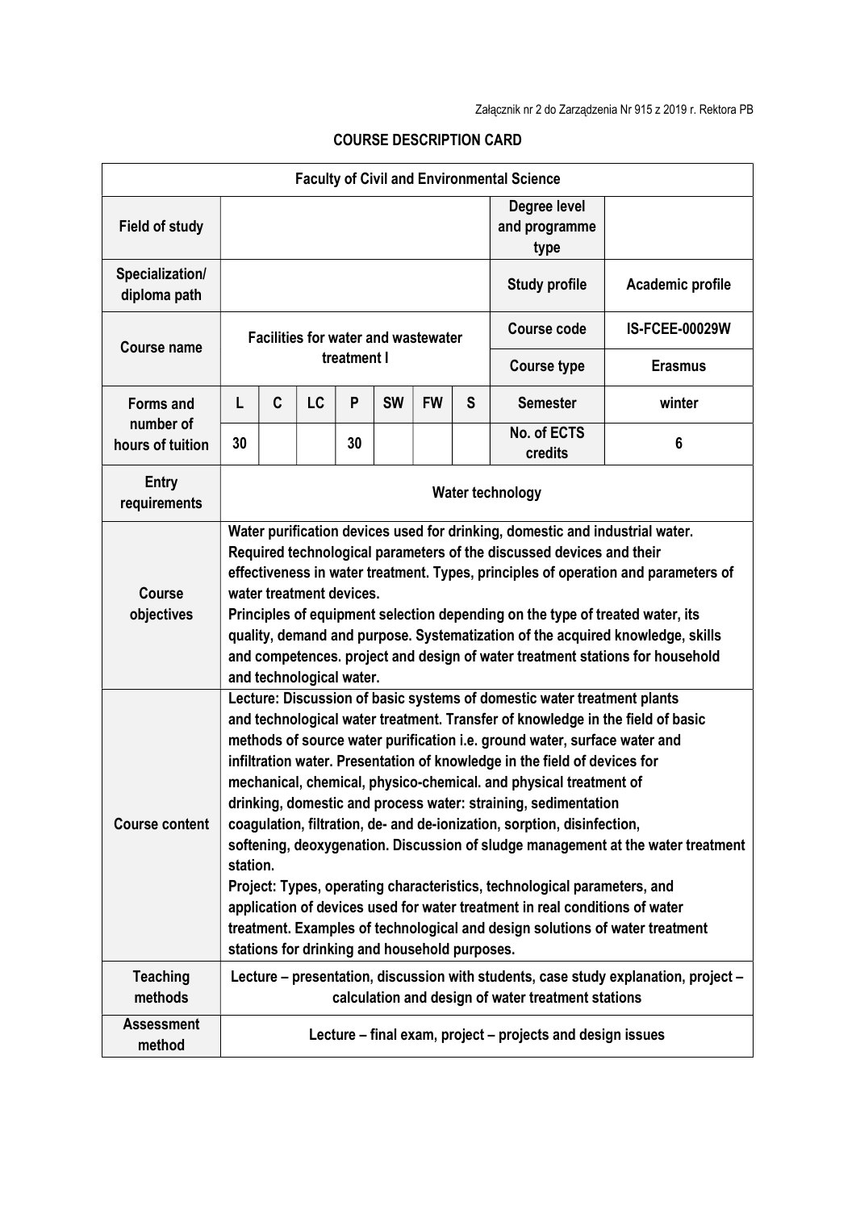Załącznik nr 2 do Zarządzenia Nr 915 z 2019 r. Rektora PB

## COURSE DESCRIPTION CARD

| Faculty of Civil and Environmental Science | | | | | | | | | |
|---|---|---|---|---|---|---|---|---|---|
| **Field of study** | | | | | | | | **Degree level and programme type** | |
| **Specialization/ diploma path** | | | | | | | | **Study profile** | **Academic profile** |
| **Course name** | **Facilities for water and wastewater treatment I** | | | | | | | **Course code** | **IS-FCEE-00029W** |
| | | | | | | | | **Course type** | **Erasmus** |
| **Forms and number of hours of tuition** | **L** | **C** | **LC** | **P** | **SW** | **FW** | **S** | **Semester** | **winter** |
| | **30** | | | **30** | | | | **No. of ECTS credits** | **6** |
| **Entry requirements** | **Water technology** | | | | | | | | |
| **Course objectives** | **Water purification devices used for drinking, domestic and industrial water. Required technological parameters of the discussed devices and their effectiveness in water treatment. Types, principles of operation and parameters of water treatment devices. Principles of equipment selection depending on the type of treated water, its quality, demand and purpose. Systematization of the acquired knowledge, skills and competences. project and design of water treatment stations for household and technological water.** | | | | | | | | |
| **Course content** | **Lecture: Discussion of basic systems of domestic water treatment plants and technological water treatment. Transfer of knowledge in the field of basic methods of source water purification i.e. ground water, surface water and infiltration water. Presentation of knowledge in the field of devices for mechanical, chemical, physico-chemical. and physical treatment of drinking, domestic and process water: straining, sedimentation coagulation, filtration, de- and de-ionization, sorption, disinfection, softening, deoxygenation. Discussion of sludge management at the water treatment station. Project: Types, operating characteristics, technological parameters, and application of devices used for water treatment in real conditions of water treatment. Examples of technological and design solutions of water treatment stations for drinking and household purposes.** | | | | | | | | |
| **Teaching methods** | **Lecture – presentation, discussion with students, case study explanation, project – calculation and design of water treatment stations** | | | | | | | | |
| **Assessment method** | **Lecture – final exam, project – projects and design issues** | | | | | | | | |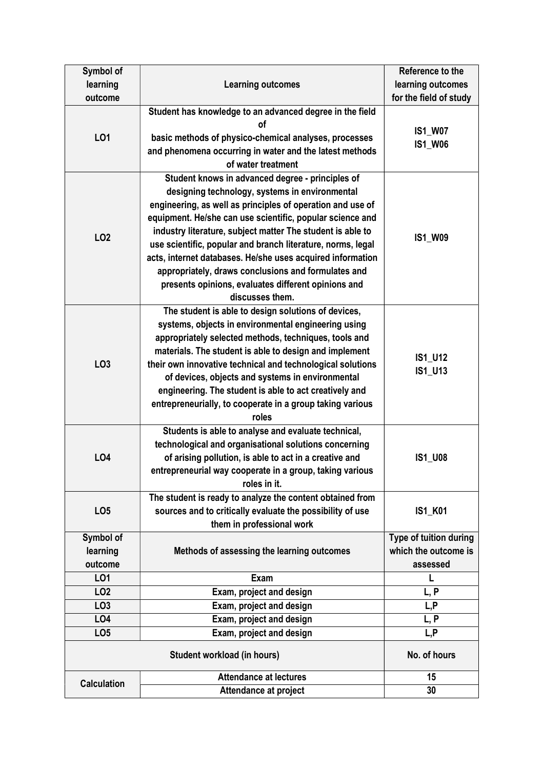| Symbol of learning outcome | Learning outcomes | Reference to the learning outcomes for the field of study |
|---|---|---|
| LO1 | Student has knowledge to an advanced degree in the field of basic methods of physico-chemical analyses, processes and phenomena occurring in water and the latest methods of water treatment | IS1_W07 IS1_W06 |
| LO2 | Student knows in advanced degree - principles of designing technology, systems in environmental engineering, as well as principles of operation and use of equipment. He/she can use scientific, popular science and industry literature, subject matter The student is able to use scientific, popular and branch literature, norms, legal acts, internet databases. He/she uses acquired information appropriately, draws conclusions and formulates and presents opinions, evaluates different opinions and discusses them. | IS1_W09 |
| LO3 | The student is able to design solutions of devices, systems, objects in environmental engineering using appropriately selected methods, techniques, tools and materials. The student is able to design and implement their own innovative technical and technological solutions of devices, objects and systems in environmental engineering. The student is able to act creatively and entrepreneurially, to cooperate in a group taking various roles | IS1_U12 IS1_U13 |
| LO4 | Students is able to analyse and evaluate technical, technological and organisational solutions concerning of arising pollution, is able to act in a creative and entrepreneurial way cooperate in a group, taking various roles in it. | IS1_U08 |
| LO5 | The student is ready to analyze the content obtained from sources and to critically evaluate the possibility of use them in professional work | IS1_K01 |

| Symbol of learning outcome | Methods of assessing the learning outcomes | Type of tuition during which the outcome is assessed |
|---|---|---|
| LO1 | Exam | L |
| LO2 | Exam, project and design | L, P |
| LO3 | Exam, project and design | L,P |
| LO4 | Exam, project and design | L, P |
| LO5 | Exam, project and design | L,P |

| Student workload (in hours) | | No. of hours |
|---|---|---|
| Calculation | Attendance at lectures | 15 |
| | Attendance at project | 30 |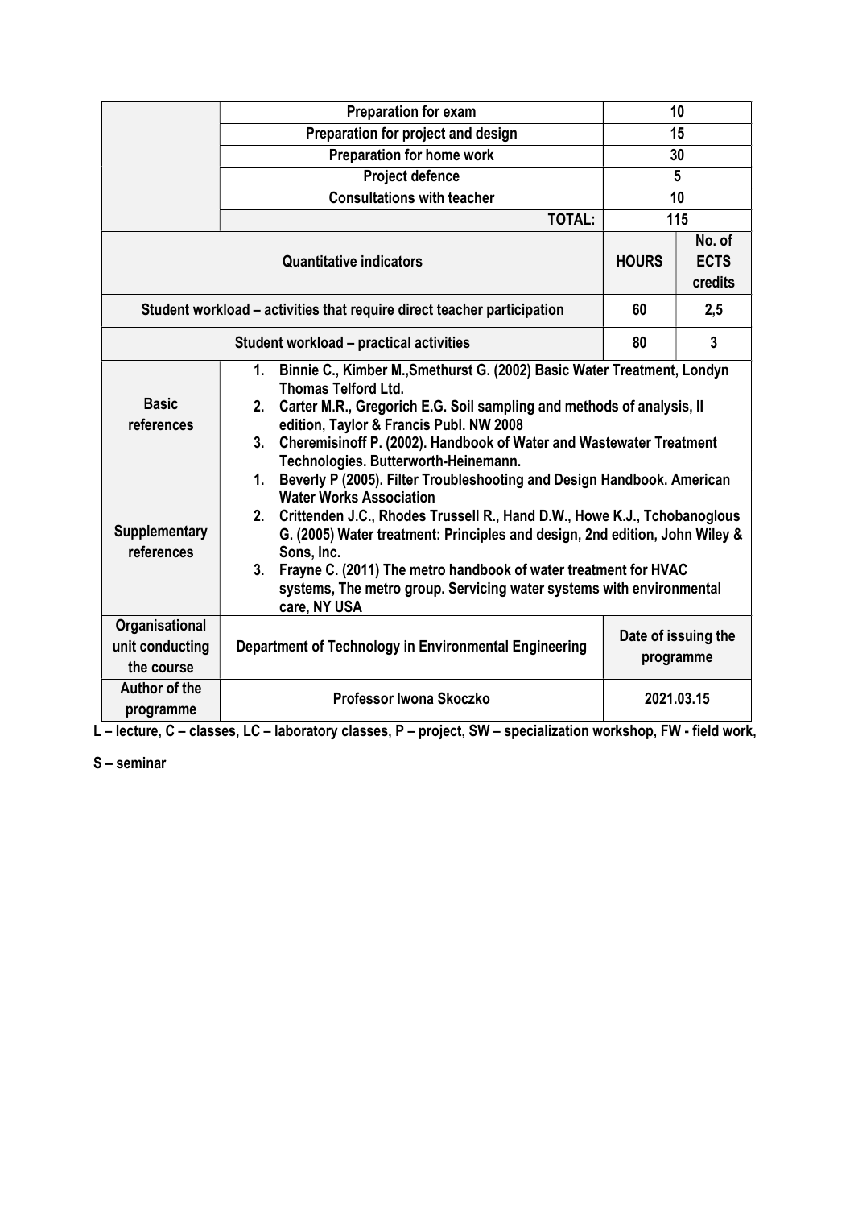| | | | |
|---|---|---|---|
| | Preparation for exam | 10 | |
| | Preparation for project and design | 15 | |
| | Preparation for home work | 30 | |
| | Project defence | 5 | |
| | Consultations with teacher | 10 | |
| | TOTAL: | 115 | |
| Quantitative indicators | | HOURS | No. of ECTS credits |
| Student workload – activities that require direct teacher participation | | 60 | 2,5 |
| Student workload – practical activities | | 80 | 3 |
| Basic references | 1. Binnie C., Kimber M.,Smethurst G. (2002) Basic Water Treatment, Londyn Thomas Telford Ltd.<br>2. Carter M.R., Gregorich E.G. Soil sampling and methods of analysis, II edition, Taylor & Francis Publ. NW 2008<br>3. Cheremisinoff P. (2002). Handbook of Water and Wastewater Treatment Technologies. Butterworth-Heinemann. | | |
| Supplementary references | 1. Beverly P (2005). Filter Troubleshooting and Design Handbook. American Water Works Association<br>2. Crittenden J.C., Rhodes Trussell R., Hand D.W., Howe K.J., Tchobanoglous G. (2005) Water treatment: Principles and design, 2nd edition, John Wiley & Sons, Inc.<br>3. Frayne C. (2011) The metro handbook of water treatment for HVAC systems, The metro group. Servicing water systems with environmental care, NY USA | | |
| Organisational unit conducting the course | Department of Technology in Environmental Engineering | Date of issuing the programme | |
| Author of the programme | Professor Iwona Skoczko | 2021.03.15 | |

**L – lecture, C – classes, LC – laboratory classes, P – project, SW – specialization workshop, FW - field work, S – seminar**